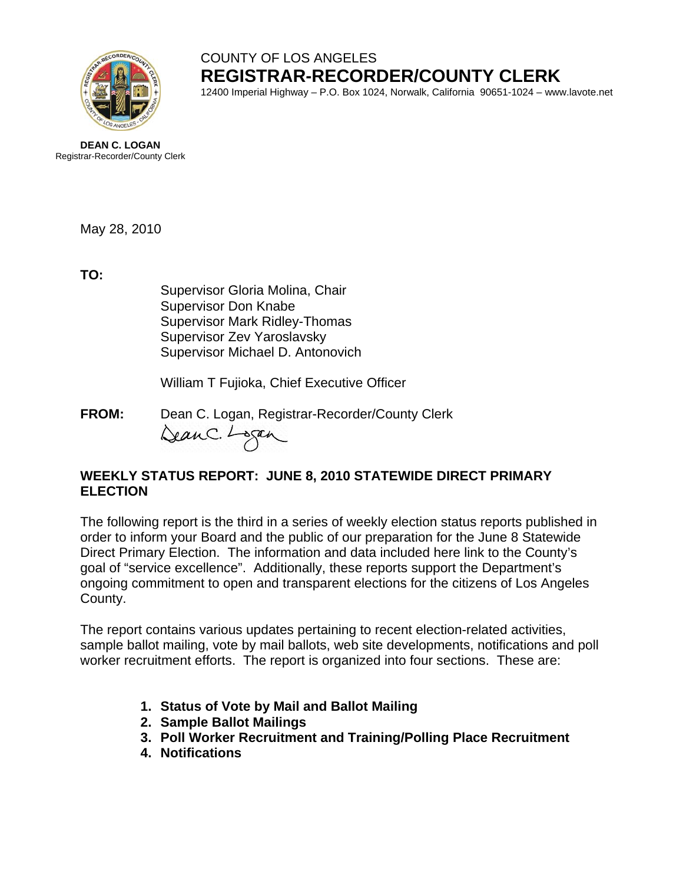COUNTY OF LOS ANGELES
**REGISTRAR-RECORDER/COUNTY CLERK**
12400 Imperial Highway – P.O. Box 1024, Norwalk, California 90651-1024 – www.lavote.net

**DEAN C. LOGAN**
Registrar-Recorder/County Clerk

May 28, 2010

**TO:**

Supervisor Gloria Molina, Chair
Supervisor Don Knabe
Supervisor Mark Ridley-Thomas
Supervisor Zev Yaroslavsky
Supervisor Michael D. Antonovich

William T Fujioka, Chief Executive Officer

**FROM:** Dean C. Logan, Registrar-Recorder/County Clerk

## WEEKLY STATUS REPORT: JUNE 8, 2010 STATEWIDE DIRECT PRIMARY ELECTION

The following report is the third in a series of weekly election status reports published in order to inform your Board and the public of our preparation for the June 8 Statewide Direct Primary Election. The information and data included here link to the County's goal of "service excellence". Additionally, these reports support the Department's ongoing commitment to open and transparent elections for the citizens of Los Angeles County.

The report contains various updates pertaining to recent election-related activities, sample ballot mailing, vote by mail ballots, web site developments, notifications and poll worker recruitment efforts. The report is organized into four sections. These are:

1. **Status of Vote by Mail and Ballot Mailing**
2. **Sample Ballot Mailings**
3. **Poll Worker Recruitment and Training/Polling Place Recruitment**
4. **Notifications**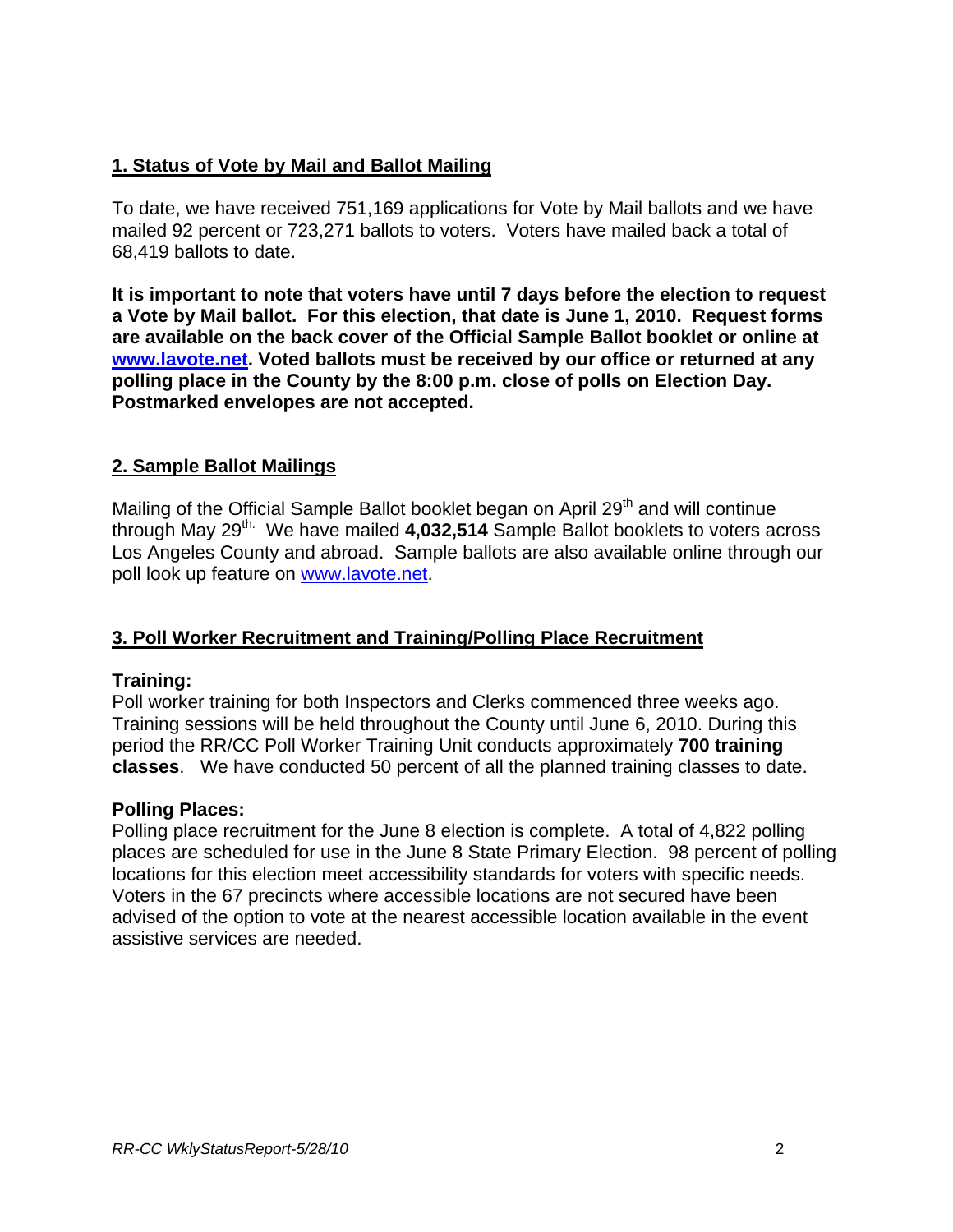## 1. Status of Vote by Mail and Ballot Mailing

To date, we have received 751,169 applications for Vote by Mail ballots and we have mailed 92 percent or 723,271 ballots to voters. Voters have mailed back a total of 68,419 ballots to date.

**It is important to note that voters have until 7 days before the election to request a Vote by Mail ballot. For this election, that date is June 1, 2010. Request forms are available on the back cover of the Official Sample Ballot booklet or online at www.lavote.net. Voted ballots must be received by our office or returned at any polling place in the County by the 8:00 p.m. close of polls on Election Day. Postmarked envelopes are not accepted.**

## 2. Sample Ballot Mailings

Mailing of the Official Sample Ballot booklet began on April 29th and will continue through May 29th. We have mailed **4,032,514** Sample Ballot booklets to voters across Los Angeles County and abroad. Sample ballots are also available online through our poll look up feature on www.lavote.net.

## 3. Poll Worker Recruitment and Training/Polling Place Recruitment

**Training:**
Poll worker training for both Inspectors and Clerks commenced three weeks ago. Training sessions will be held throughout the County until June 6, 2010. During this period the RR/CC Poll Worker Training Unit conducts approximately **700 training classes**. We have conducted 50 percent of all the planned training classes to date.

**Polling Places:**
Polling place recruitment for the June 8 election is complete. A total of 4,822 polling places are scheduled for use in the June 8 State Primary Election. 98 percent of polling locations for this election meet accessibility standards for voters with specific needs. Voters in the 67 precincts where accessible locations are not secured have been advised of the option to vote at the nearest accessible location available in the event assistive services are needed.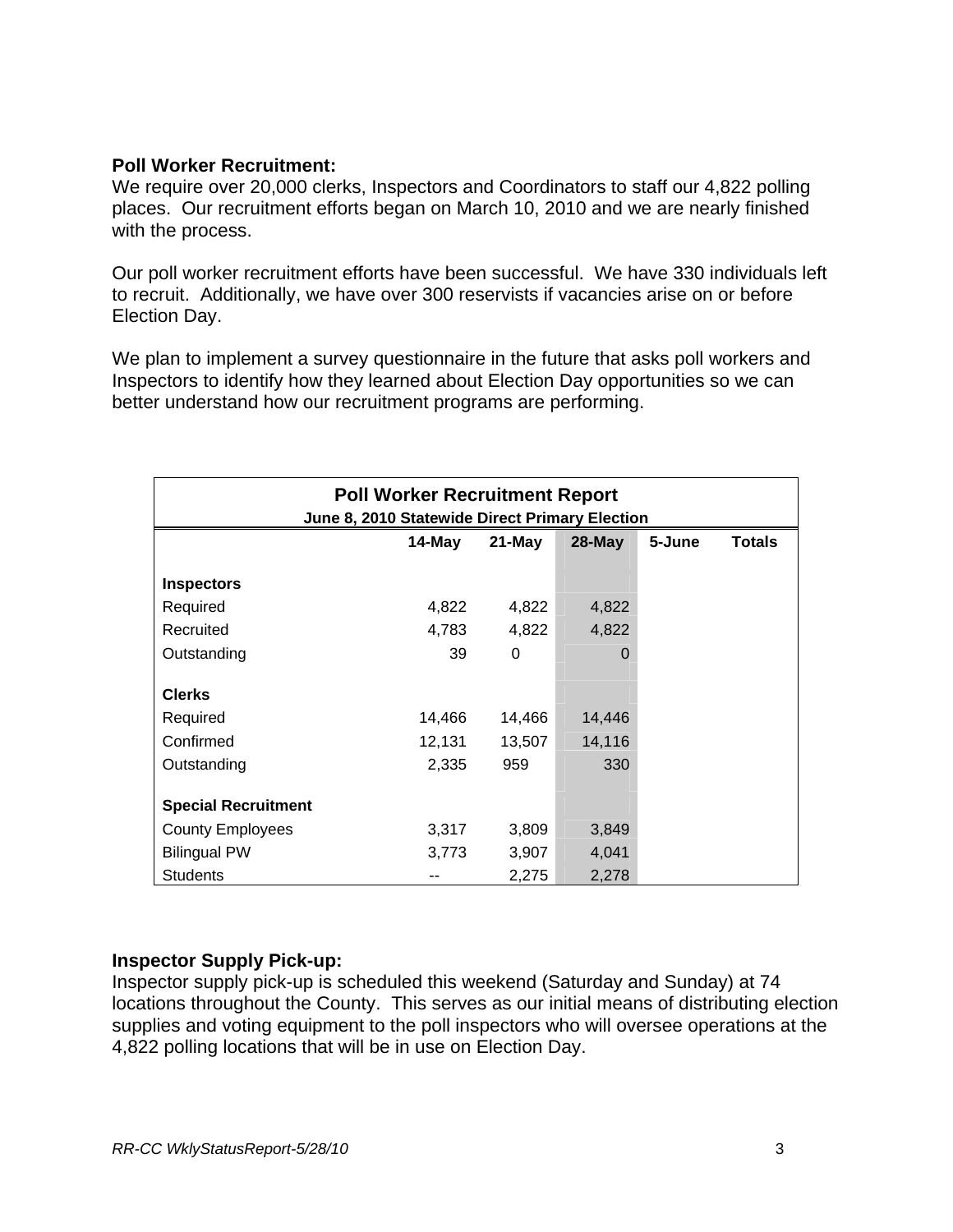**Poll Worker Recruitment:**
We require over 20,000 clerks, Inspectors and Coordinators to staff our 4,822 polling places. Our recruitment efforts began on March 10, 2010 and we are nearly finished with the process.

Our poll worker recruitment efforts have been successful. We have 330 individuals left to recruit. Additionally, we have over 300 reservists if vacancies arise on or before Election Day.

We plan to implement a survey questionnaire in the future that asks poll workers and Inspectors to identify how they learned about Election Day opportunities so we can better understand how our recruitment programs are performing.

**Poll Worker Recruitment Report**
**June 8, 2010 Statewide Direct Primary Election**

| | 14-May | 21-May | 28-May | 5-June | Totals |
|---|---|---|---|---|---|
| **Inspectors** | | | | | |
| Required | 4,822 | 4,822 | 4,822 | | |
| Recruited | 4,783 | 4,822 | 4,822 | | |
| Outstanding | 39 | 0 | 0 | | |
| **Clerks** | | | | | |
| Required | 14,466 | 14,466 | 14,446 | | |
| Confirmed | 12,131 | 13,507 | 14,116 | | |
| Outstanding | 2,335 | 959 | 330 | | |
| **Special Recruitment** | | | | | |
| County Employees | 3,317 | 3,809 | 3,849 | | |
| Bilingual PW | 3,773 | 3,907 | 4,041 | | |
| Students | -- | 2,275 | 2,278 | | |

**Inspector Supply Pick-up:**
Inspector supply pick-up is scheduled this weekend (Saturday and Sunday) at 74 locations throughout the County. This serves as our initial means of distributing election supplies and voting equipment to the poll inspectors who will oversee operations at the 4,822 polling locations that will be in use on Election Day.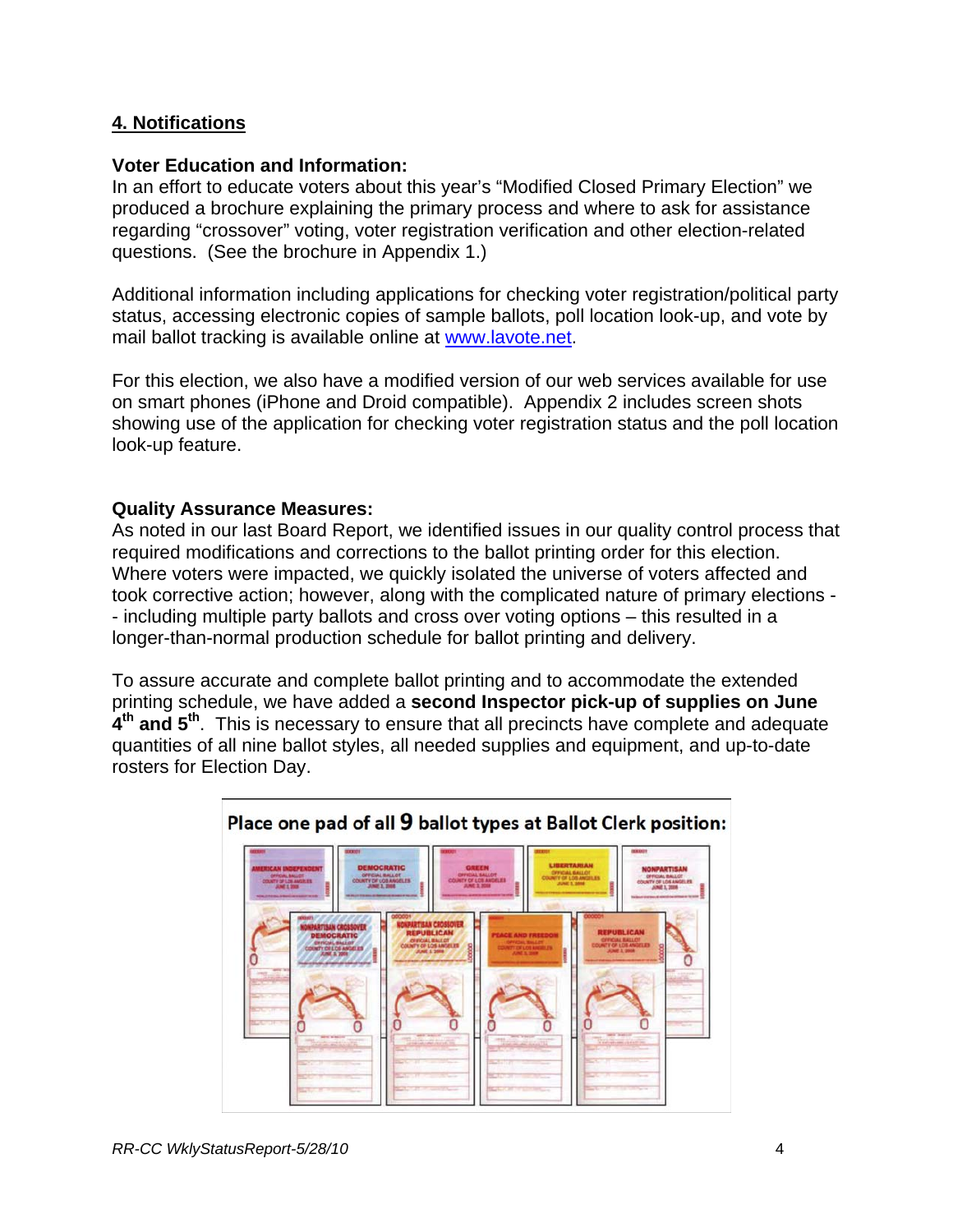## 4. Notifications

**Voter Education and Information:**
In an effort to educate voters about this year's "Modified Closed Primary Election" we produced a brochure explaining the primary process and where to ask for assistance regarding "crossover" voting, voter registration verification and other election-related questions. (See the brochure in Appendix 1.)

Additional information including applications for checking voter registration/political party status, accessing electronic copies of sample ballots, poll location look-up, and vote by mail ballot tracking is available online at www.lavote.net.

For this election, we also have a modified version of our web services available for use on smart phones (iPhone and Droid compatible). Appendix 2 includes screen shots showing use of the application for checking voter registration status and the poll location look-up feature.

**Quality Assurance Measures:**
As noted in our last Board Report, we identified issues in our quality control process that required modifications and corrections to the ballot printing order for this election. Where voters were impacted, we quickly isolated the universe of voters affected and took corrective action; however, along with the complicated nature of primary elections -- including multiple party ballots and cross over voting options – this resulted in a longer-than-normal production schedule for ballot printing and delivery.

To assure accurate and complete ballot printing and to accommodate the extended printing schedule, we have added a **second Inspector pick-up of supplies on June 4th and 5th**. This is necessary to ensure that all precincts have complete and adequate quantities of all nine ballot styles, all needed supplies and equipment, and up-to-date rosters for Election Day.

Place one pad of all 9 ballot types at Ballot Clerk position: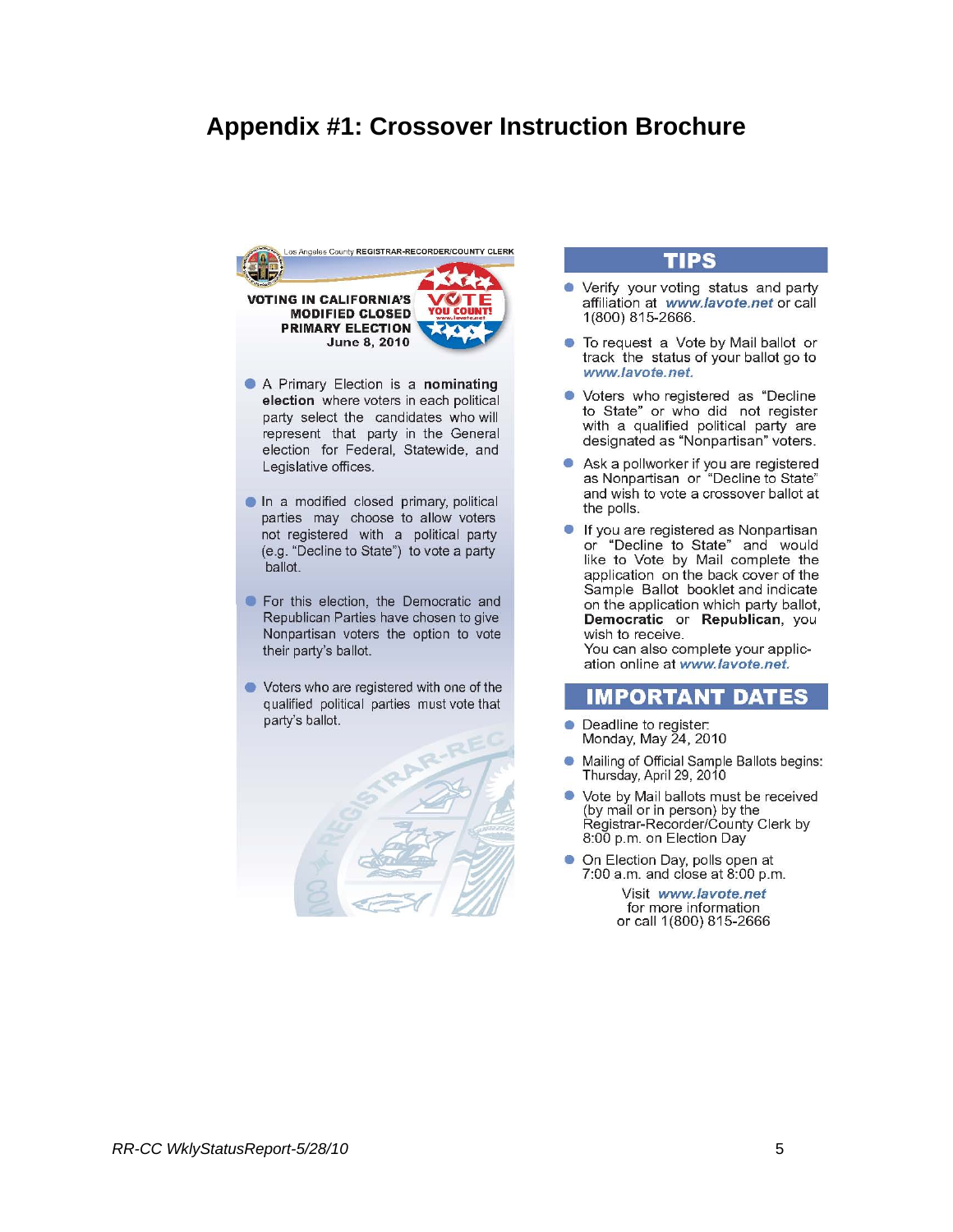# Appendix #1: Crossover Instruction Brochure

Los Angeles County REGISTRAR-RECORDER/COUNTY CLERK

**VOTING IN CALIFORNIA'S MODIFIED CLOSED PRIMARY ELECTION**
**June 8, 2010**

VOTE YOU COUNT!

- A Primary Election is a **nominating election** where voters in each political party select the candidates who will represent that party in the General election for Federal, Statewide, and Legislative offices.
- In a modified closed primary, political parties may choose to allow voters not registered with a political party (e.g. "Decline to State") to vote a party ballot.
- For this election, the Democratic and Republican Parties have chosen to give Nonpartisan voters the option to vote their party's ballot.
- Voters who are registered with one of the qualified political parties must vote that party's ballot.

## TIPS

- Verify your voting status and party affiliation at ***www.lavote.net*** or call 1(800) 815-2666.
- To request a Vote by Mail ballot or track the status of your ballot go to ***www.lavote.net.***
- Voters who registered as "Decline to State" or who did not register with a qualified political party are designated as "Nonpartisan" voters.
- Ask a pollworker if you are registered as Nonpartisan or "Decline to State" and wish to vote a crossover ballot at the polls.
- If you are registered as Nonpartisan or "Decline to State" and would like to Vote by Mail complete the application on the back cover of the Sample Ballot booklet and indicate on the application which party ballot, **Democratic** or **Republican**, you wish to receive.
  You can also complete your application online at ***www.lavote.net.***

## IMPORTANT DATES

- Deadline to register: Monday, May 24, 2010
- Mailing of Official Sample Ballots begins: Thursday, April 29, 2010
- Vote by Mail ballots must be received (by mail or in person) by the Registrar-Recorder/County Clerk by 8:00 p.m. on Election Day
- On Election Day, polls open at 7:00 a.m. and close at 8:00 p.m.

Visit ***www.lavote.net*** for more information or call 1(800) 815-2666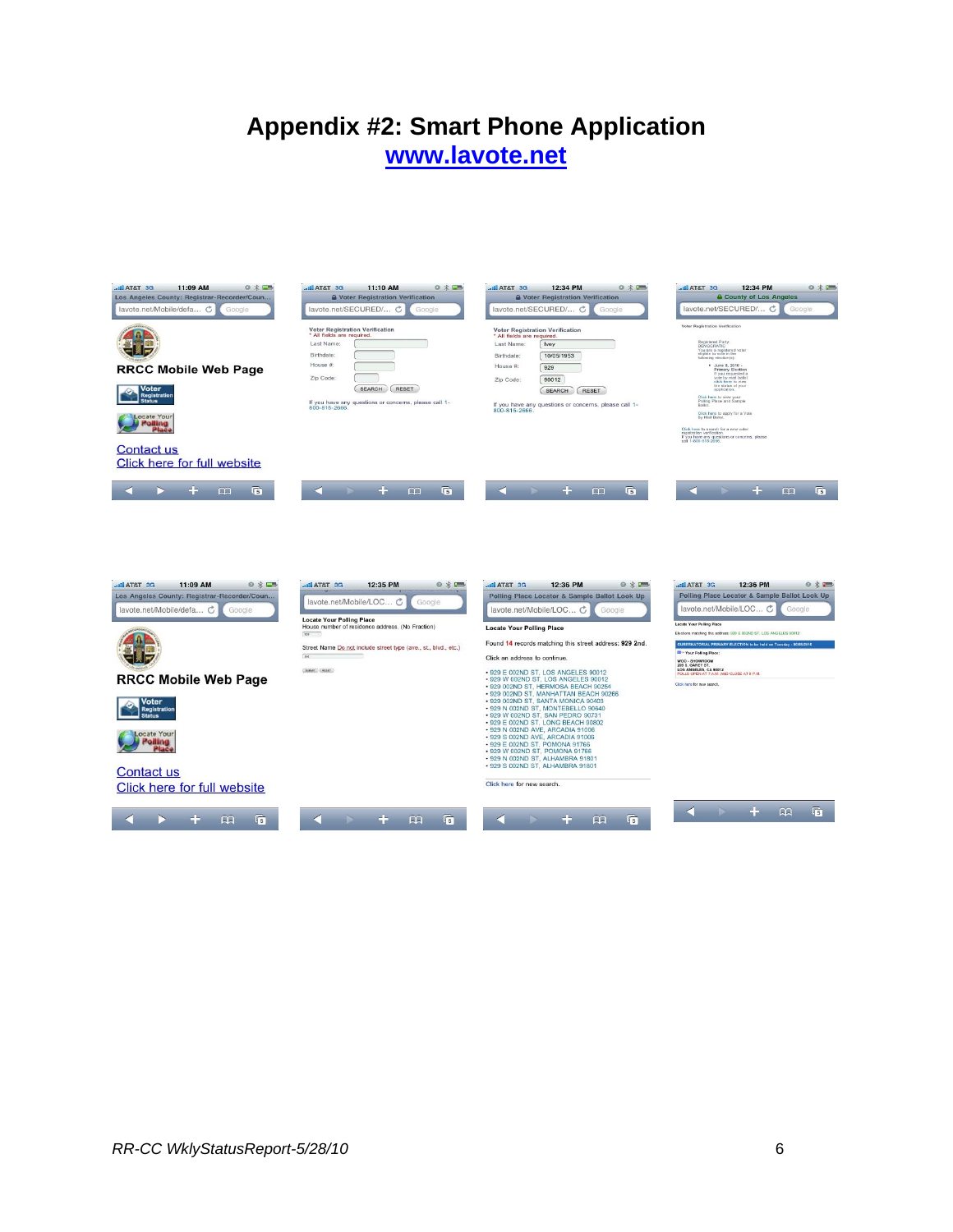# Appendix #2: Smart Phone Application

## [www.lavote.net](http://www.lavote.net)